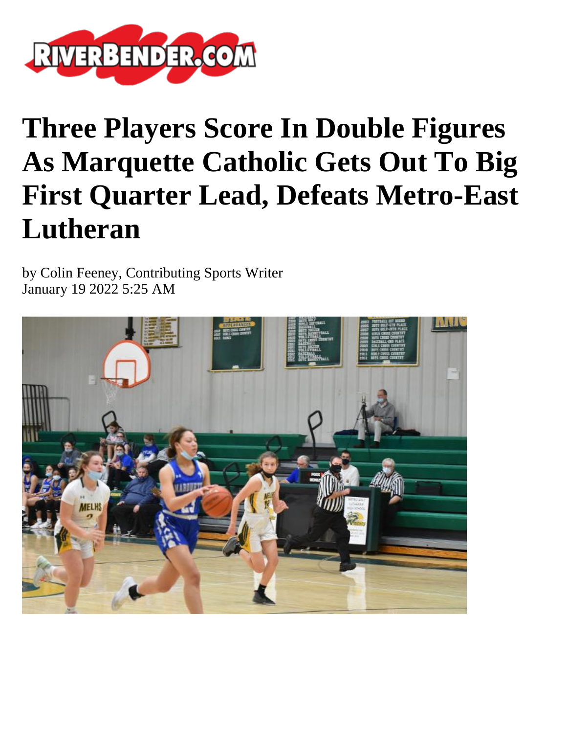# Three Players Score In Double Figures As Marquette Catholic Gets Out To Big First Quarter Lead, Defeats Metro-East Lutheran

by Colin Feeney, Contributing Sports Writer
January 19 2022 5:25 AM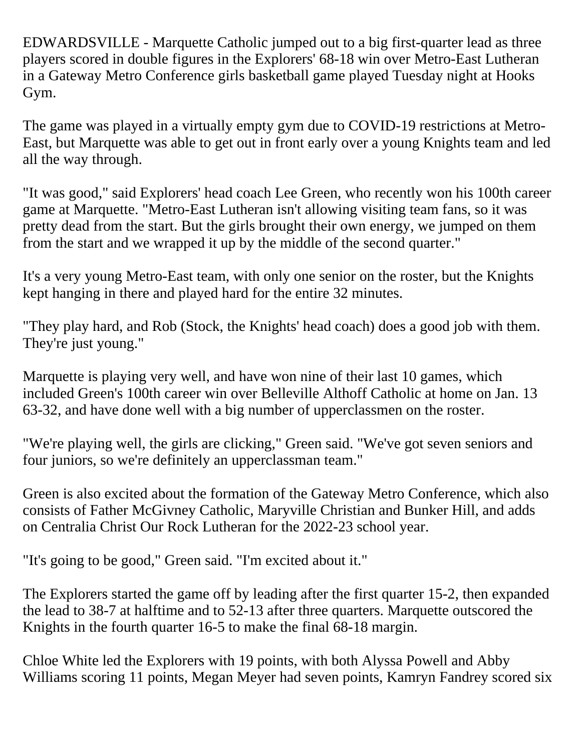EDWARDSVILLE - Marquette Catholic jumped out to a big first-quarter lead as three players scored in double figures in the Explorers' 68-18 win over Metro-East Lutheran in a Gateway Metro Conference girls basketball game played Tuesday night at Hooks Gym.

The game was played in a virtually empty gym due to COVID-19 restrictions at Metro-East, but Marquette was able to get out in front early over a young Knights team and led all the way through.

"It was good," said Explorers' head coach Lee Green, who recently won his 100th career game at Marquette. "Metro-East Lutheran isn't allowing visiting team fans, so it was pretty dead from the start. But the girls brought their own energy, we jumped on them from the start and we wrapped it up by the middle of the second quarter."

It's a very young Metro-East team, with only one senior on the roster, but the Knights kept hanging in there and played hard for the entire 32 minutes.

"They play hard, and Rob (Stock, the Knights' head coach) does a good job with them. They're just young."

Marquette is playing very well, and have won nine of their last 10 games, which included Green's 100th career win over Belleville Althoff Catholic at home on Jan. 13 63-32, and have done well with a big number of upperclassmen on the roster.

"We're playing well, the girls are clicking," Green said. "We've got seven seniors and four juniors, so we're definitely an upperclassman team."

Green is also excited about the formation of the Gateway Metro Conference, which also consists of Father McGivney Catholic, Maryville Christian and Bunker Hill, and adds on Centralia Christ Our Rock Lutheran for the 2022-23 school year.

"It's going to be good," Green said. "I'm excited about it."

The Explorers started the game off by leading after the first quarter 15-2, then expanded the lead to 38-7 at halftime and to 52-13 after three quarters. Marquette outscored the Knights in the fourth quarter 16-5 to make the final 68-18 margin.

Chloe White led the Explorers with 19 points, with both Alyssa Powell and Abby Williams scoring 11 points, Megan Meyer had seven points, Kamryn Fandrey scored six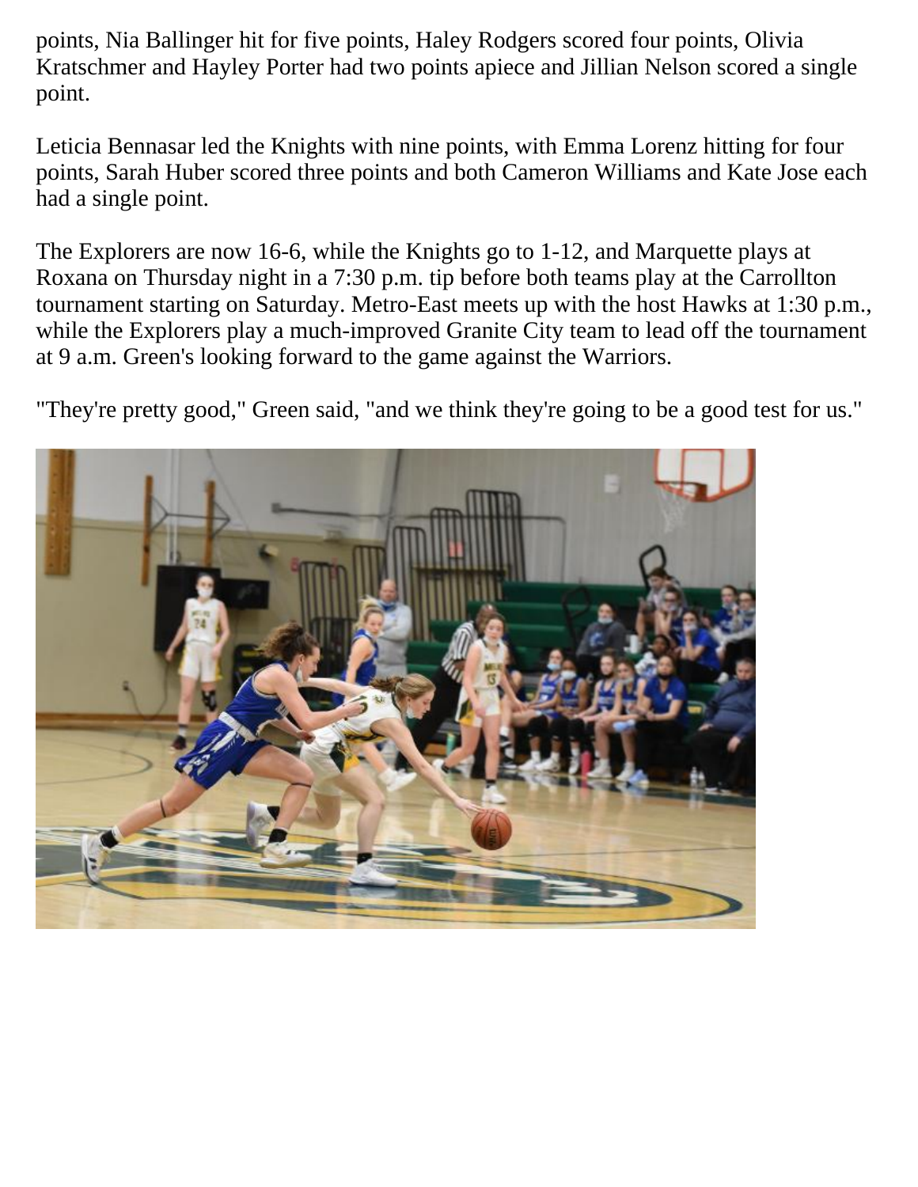points, Nia Ballinger hit for five points, Haley Rodgers scored four points, Olivia Kratschmer and Hayley Porter had two points apiece and Jillian Nelson scored a single point.

Leticia Bennasar led the Knights with nine points, with Emma Lorenz hitting for four points, Sarah Huber scored three points and both Cameron Williams and Kate Jose each had a single point.

The Explorers are now 16-6, while the Knights go to 1-12, and Marquette plays at Roxana on Thursday night in a 7:30 p.m. tip before both teams play at the Carrollton tournament starting on Saturday. Metro-East meets up with the host Hawks at 1:30 p.m., while the Explorers play a much-improved Granite City team to lead off the tournament at 9 a.m. Green's looking forward to the game against the Warriors.

"They're pretty good," Green said, "and we think they're going to be a good test for us."